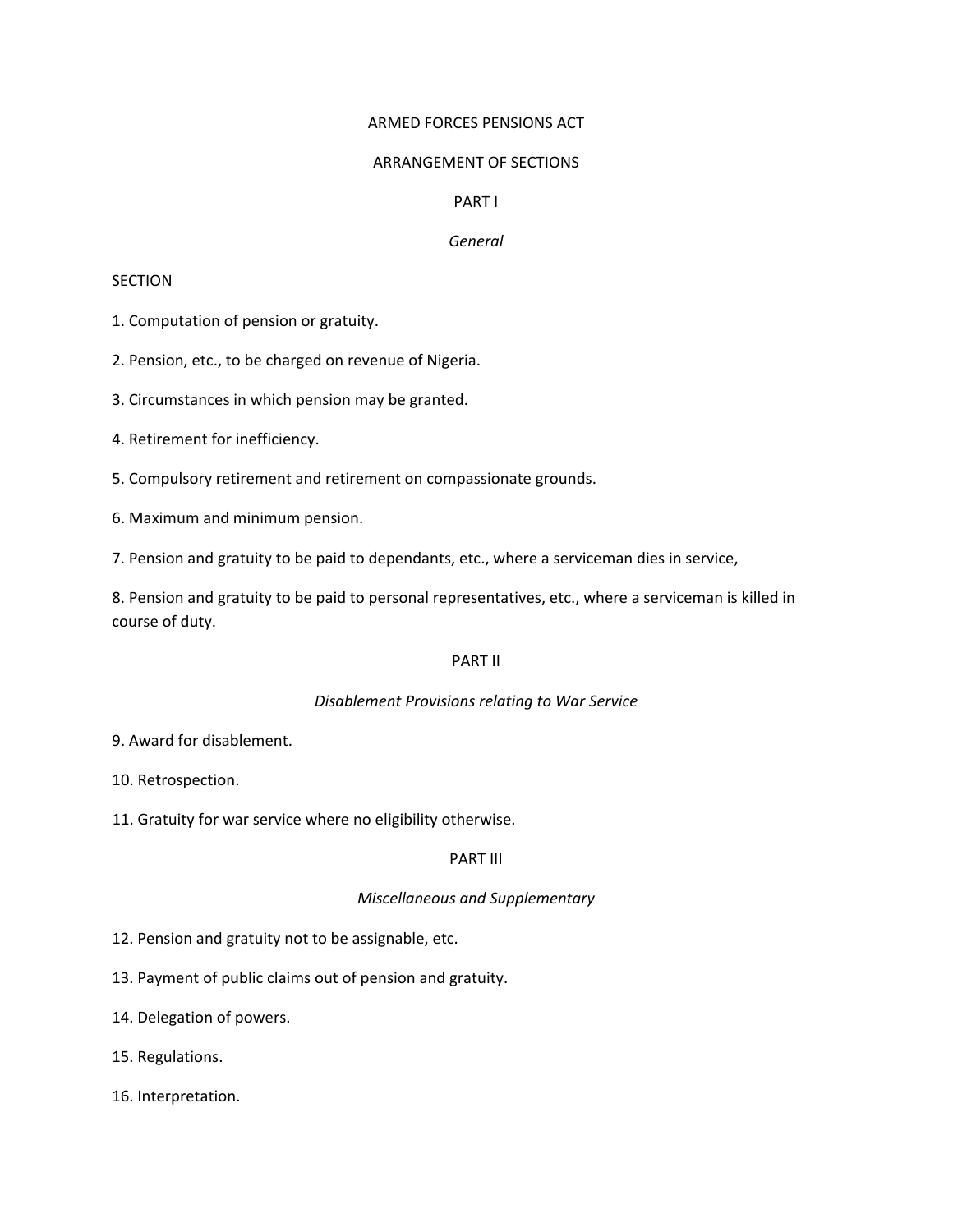# ARMED FORCES PENSIONS ACT

## ARRANGEMENT OF SECTIONS

### PART I

*General*

SECTION

1. Computation of pension or gratuity.

2. Pension, etc., to be charged on revenue of Nigeria.

3. Circumstances in which pension may be granted.

4. Retirement for inefficiency.

5. Compulsory retirement and retirement on compassionate grounds.

6. Maximum and minimum pension.

7. Pension and gratuity to be paid to dependants, etc., where a serviceman dies in service,

8. Pension and gratuity to be paid to personal representatives, etc., where a serviceman is killed in course of duty.

### PART II

*Disablement Provisions relating to War Service*

9. Award for disablement.

10. Retrospection.

11. Gratuity for war service where no eligibility otherwise.

### PART III

*Miscellaneous and Supplementary*

12. Pension and gratuity not to be assignable, etc.

13. Payment of public claims out of pension and gratuity.

14. Delegation of powers.

15. Regulations.

16. Interpretation.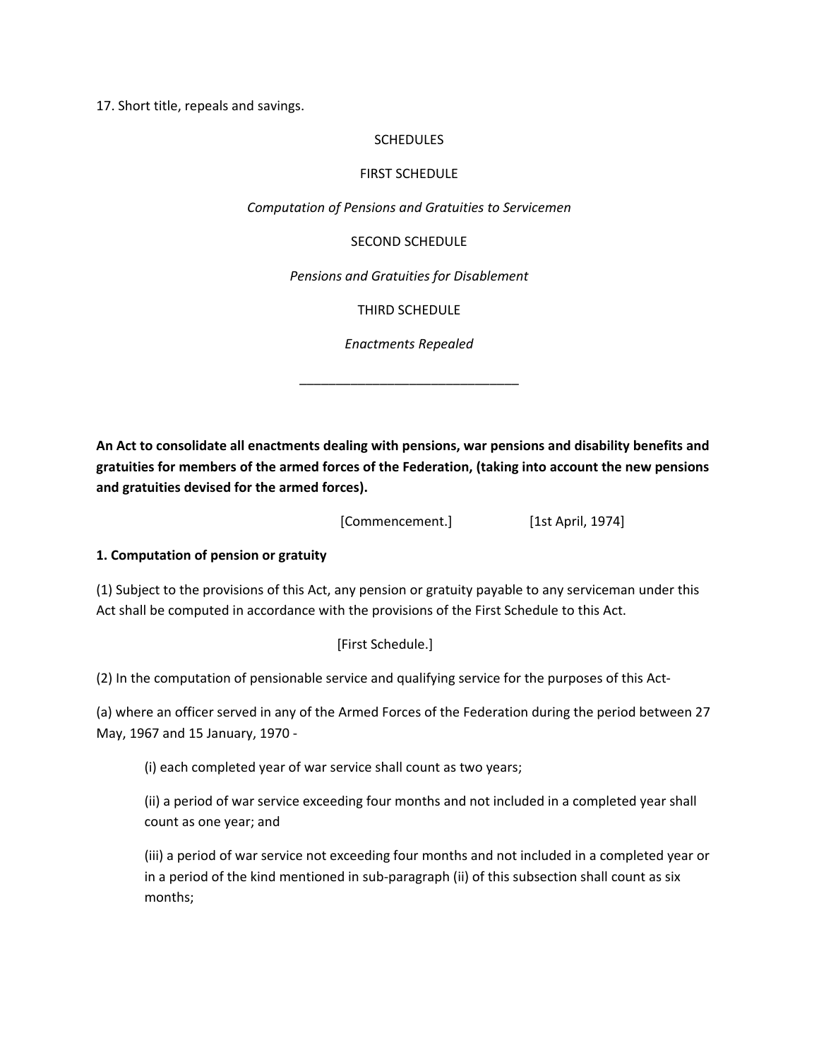17. Short title, repeals and savings.

SCHEDULES

FIRST SCHEDULE

*Computation of Pensions and Gratuities to Servicemen*

SECOND SCHEDULE

*Pensions and Gratuities for Disablement*

THIRD SCHEDULE

*Enactments Repealed*

______________________________

**An Act to consolidate all enactments dealing with pensions, war pensions and disability benefits and gratuities for members of the armed forces of the Federation, (taking into account the new pensions and gratuities devised for the armed forces).**

[Commencement.] [1st April, 1974]

**1. Computation of pension or gratuity**

(1) Subject to the provisions of this Act, any pension or gratuity payable to any serviceman under this Act shall be computed in accordance with the provisions of the First Schedule to this Act.

[First Schedule.]

(2) In the computation of pensionable service and qualifying service for the purposes of this Act-

(a) where an officer served in any of the Armed Forces of the Federation during the period between 27 May, 1967 and 15 January, 1970 -

(i) each completed year of war service shall count as two years;

(ii) a period of war service exceeding four months and not included in a completed year shall count as one year; and

(iii) a period of war service not exceeding four months and not included in a completed year or in a period of the kind mentioned in sub-paragraph (ii) of this subsection shall count as six months;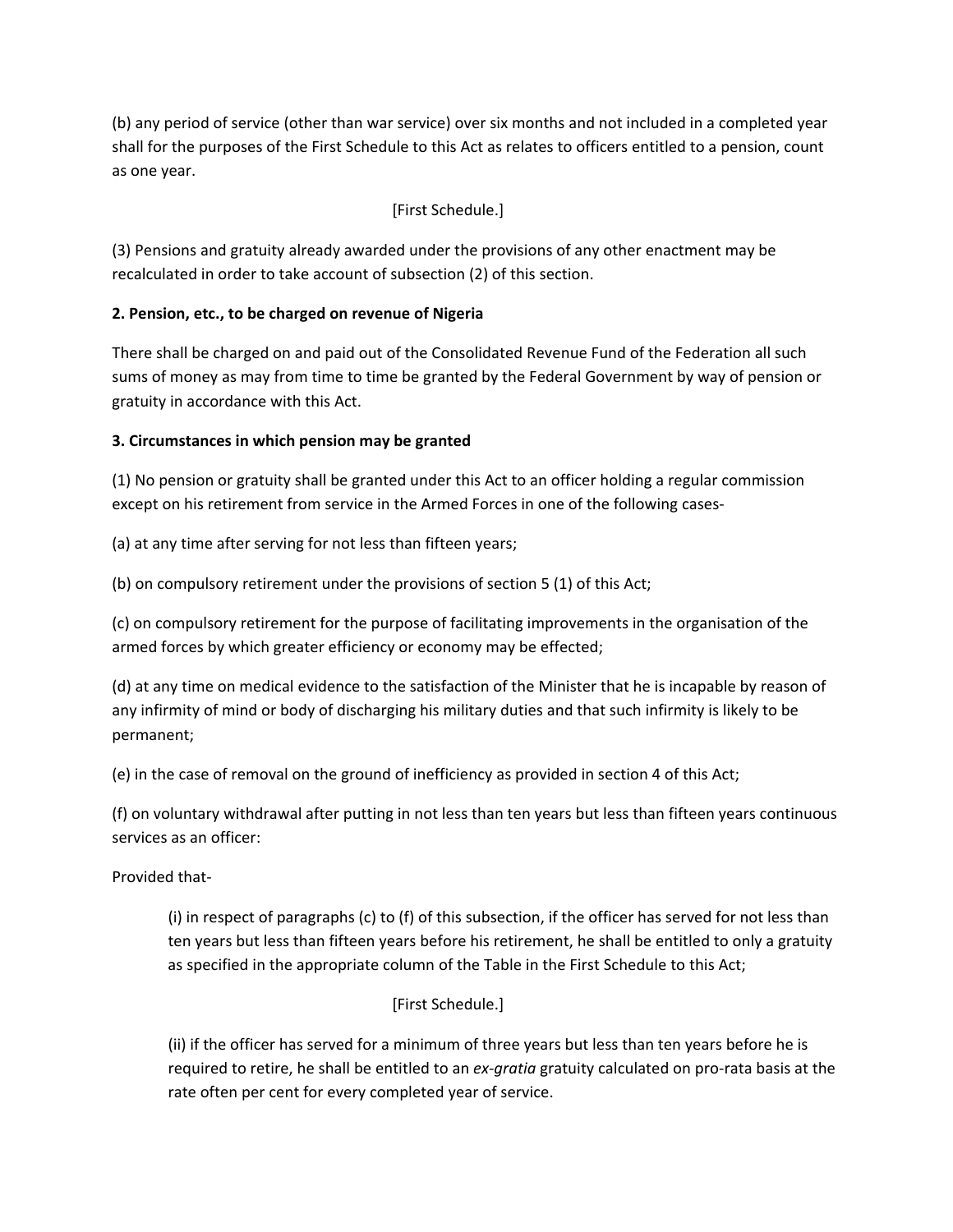(b) any period of service (other than war service) over six months and not included in a completed year shall for the purposes of the First Schedule to this Act as relates to officers entitled to a pension, count as one year.

[First Schedule.]

(3) Pensions and gratuity already awarded under the provisions of any other enactment may be recalculated in order to take account of subsection (2) of this section.

**2. Pension, etc., to be charged on revenue of Nigeria**

There shall be charged on and paid out of the Consolidated Revenue Fund of the Federation all such sums of money as may from time to time be granted by the Federal Government by way of pension or gratuity in accordance with this Act.

**3. Circumstances in which pension may be granted**

(1) No pension or gratuity shall be granted under this Act to an officer holding a regular commission except on his retirement from service in the Armed Forces in one of the following cases-

(a) at any time after serving for not less than fifteen years;

(b) on compulsory retirement under the provisions of section 5 (1) of this Act;

(c) on compulsory retirement for the purpose of facilitating improvements in the organisation of the armed forces by which greater efficiency or economy may be effected;

(d) at any time on medical evidence to the satisfaction of the Minister that he is incapable by reason of any infirmity of mind or body of discharging his military duties and that such infirmity is likely to be permanent;

(e) in the case of removal on the ground of inefficiency as provided in section 4 of this Act;

(f) on voluntary withdrawal after putting in not less than ten years but less than fifteen years continuous services as an officer:

Provided that-

> (i) in respect of paragraphs (c) to (f) of this subsection, if the officer has served for not less than ten years but less than fifteen years before his retirement, he shall be entitled to only a gratuity as specified in the appropriate column of the Table in the First Schedule to this Act;
>
> [First Schedule.]
>
> (ii) if the officer has served for a minimum of three years but less than ten years before he is required to retire, he shall be entitled to an *ex-gratia* gratuity calculated on pro-rata basis at the rate often per cent for every completed year of service.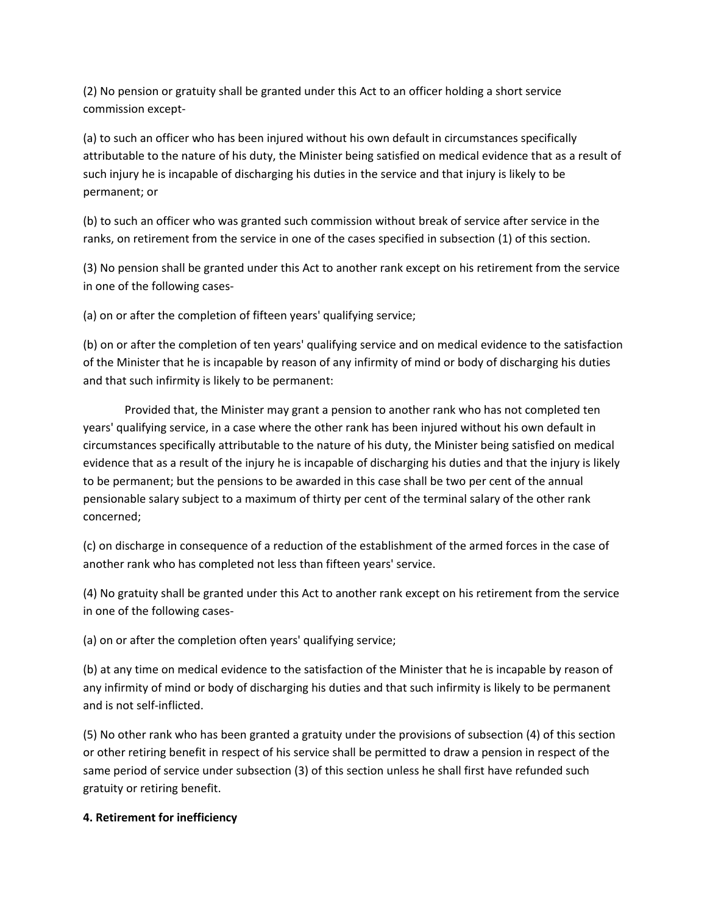(2) No pension or gratuity shall be granted under this Act to an officer holding a short service commission except-

(a) to such an officer who has been injured without his own default in circumstances specifically attributable to the nature of his duty, the Minister being satisfied on medical evidence that as a result of such injury he is incapable of discharging his duties in the service and that injury is likely to be permanent; or

(b) to such an officer who was granted such commission without break of service after service in the ranks, on retirement from the service in one of the cases specified in subsection (1) of this section.

(3) No pension shall be granted under this Act to another rank except on his retirement from the service in one of the following cases-

(a) on or after the completion of fifteen years' qualifying service;

(b) on or after the completion of ten years' qualifying service and on medical evidence to the satisfaction of the Minister that he is incapable by reason of any infirmity of mind or body of discharging his duties and that such infirmity is likely to be permanent:

Provided that, the Minister may grant a pension to another rank who has not completed ten years' qualifying service, in a case where the other rank has been injured without his own default in circumstances specifically attributable to the nature of his duty, the Minister being satisfied on medical evidence that as a result of the injury he is incapable of discharging his duties and that the injury is likely to be permanent; but the pensions to be awarded in this case shall be two per cent of the annual pensionable salary subject to a maximum of thirty per cent of the terminal salary of the other rank concerned;

(c) on discharge in consequence of a reduction of the establishment of the armed forces in the case of another rank who has completed not less than fifteen years' service.

(4) No gratuity shall be granted under this Act to another rank except on his retirement from the service in one of the following cases-

(a) on or after the completion often years' qualifying service;

(b) at any time on medical evidence to the satisfaction of the Minister that he is incapable by reason of any infirmity of mind or body of discharging his duties and that such infirmity is likely to be permanent and is not self-inflicted.

(5) No other rank who has been granted a gratuity under the provisions of subsection (4) of this section or other retiring benefit in respect of his service shall be permitted to draw a pension in respect of the same period of service under subsection (3) of this section unless he shall first have refunded such gratuity or retiring benefit.

**4. Retirement for inefficiency**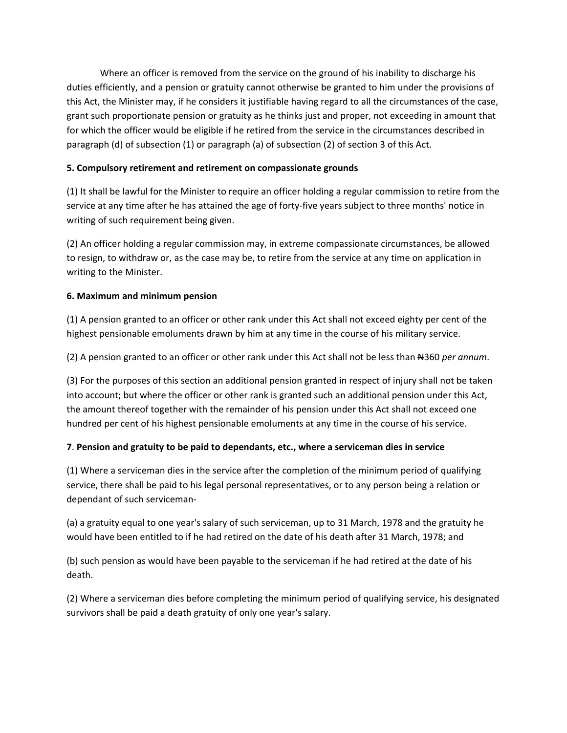Where an officer is removed from the service on the ground of his inability to discharge his duties efficiently, and a pension or gratuity cannot otherwise be granted to him under the provisions of this Act, the Minister may, if he considers it justifiable having regard to all the circumstances of the case, grant such proportionate pension or gratuity as he thinks just and proper, not exceeding in amount that for which the officer would be eligible if he retired from the service in the circumstances described in paragraph (d) of subsection (1) or paragraph (a) of subsection (2) of section 3 of this Act.

**5. Compulsory retirement and retirement on compassionate grounds**

(1) It shall be lawful for the Minister to require an officer holding a regular commission to retire from the service at any time after he has attained the age of forty-five years subject to three months' notice in writing of such requirement being given.

(2) An officer holding a regular commission may, in extreme compassionate circumstances, be allowed to resign, to withdraw or, as the case may be, to retire from the service at any time on application in writing to the Minister.

**6. Maximum and minimum pension**

(1) A pension granted to an officer or other rank under this Act shall not exceed eighty per cent of the highest pensionable emoluments drawn by him at any time in the course of his military service.

(2) A pension granted to an officer or other rank under this Act shall not be less than ₦360 *per annum*.

(3) For the purposes of this section an additional pension granted in respect of injury shall not be taken into account; but where the officer or other rank is granted such an additional pension under this Act, the amount thereof together with the remainder of his pension under this Act shall not exceed one hundred per cent of his highest pensionable emoluments at any time in the course of his service.

**7**. **Pension and gratuity to be paid to dependants, etc., where a serviceman dies in service**

(1) Where a serviceman dies in the service after the completion of the minimum period of qualifying service, there shall be paid to his legal personal representatives, or to any person being a relation or dependant of such serviceman-

(a) a gratuity equal to one year's salary of such serviceman, up to 31 March, 1978 and the gratuity he would have been entitled to if he had retired on the date of his death after 31 March, 1978; and

(b) such pension as would have been payable to the serviceman if he had retired at the date of his death.

(2) Where a serviceman dies before completing the minimum period of qualifying service, his designated survivors shall be paid a death gratuity of only one year's salary.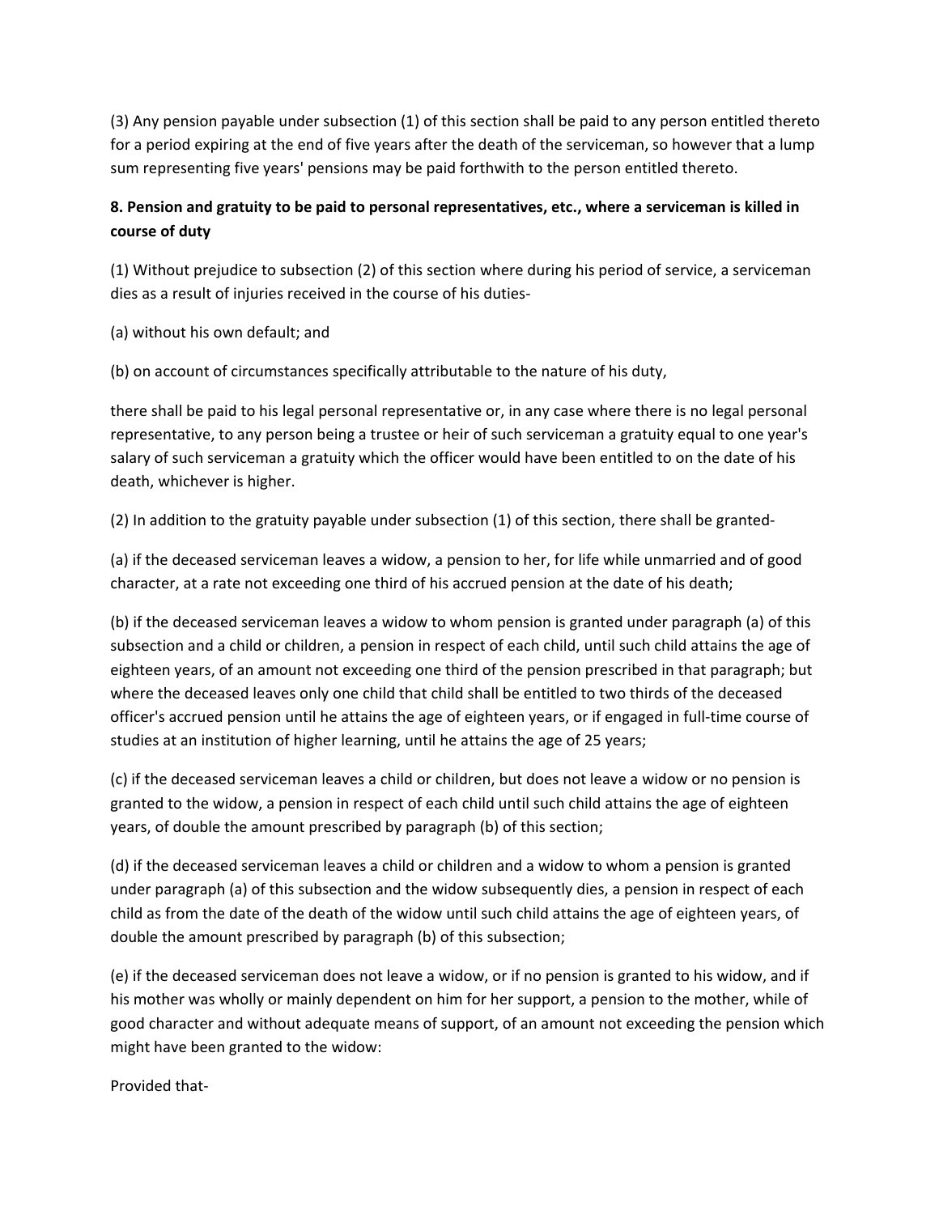(3) Any pension payable under subsection (1) of this section shall be paid to any person entitled thereto for a period expiring at the end of five years after the death of the serviceman, so however that a lump sum representing five years' pensions may be paid forthwith to the person entitled thereto.

**8. Pension and gratuity to be paid to personal representatives, etc., where a serviceman is killed in course of duty**

(1) Without prejudice to subsection (2) of this section where during his period of service, a serviceman dies as a result of injuries received in the course of his duties-

(a) without his own default; and

(b) on account of circumstances specifically attributable to the nature of his duty,

there shall be paid to his legal personal representative or, in any case where there is no legal personal representative, to any person being a trustee or heir of such serviceman a gratuity equal to one year's salary of such serviceman a gratuity which the officer would have been entitled to on the date of his death, whichever is higher.

(2) In addition to the gratuity payable under subsection (1) of this section, there shall be granted-

(a) if the deceased serviceman leaves a widow, a pension to her, for life while unmarried and of good character, at a rate not exceeding one third of his accrued pension at the date of his death;

(b) if the deceased serviceman leaves a widow to whom pension is granted under paragraph (a) of this subsection and a child or children, a pension in respect of each child, until such child attains the age of eighteen years, of an amount not exceeding one third of the pension prescribed in that paragraph; but where the deceased leaves only one child that child shall be entitled to two thirds of the deceased officer's accrued pension until he attains the age of eighteen years, or if engaged in full-time course of studies at an institution of higher learning, until he attains the age of 25 years;

(c) if the deceased serviceman leaves a child or children, but does not leave a widow or no pension is granted to the widow, a pension in respect of each child until such child attains the age of eighteen years, of double the amount prescribed by paragraph (b) of this section;

(d) if the deceased serviceman leaves a child or children and a widow to whom a pension is granted under paragraph (a) of this subsection and the widow subsequently dies, a pension in respect of each child as from the date of the death of the widow until such child attains the age of eighteen years, of double the amount prescribed by paragraph (b) of this subsection;

(e) if the deceased serviceman does not leave a widow, or if no pension is granted to his widow, and if his mother was wholly or mainly dependent on him for her support, a pension to the mother, while of good character and without adequate means of support, of an amount not exceeding the pension which might have been granted to the widow:

Provided that-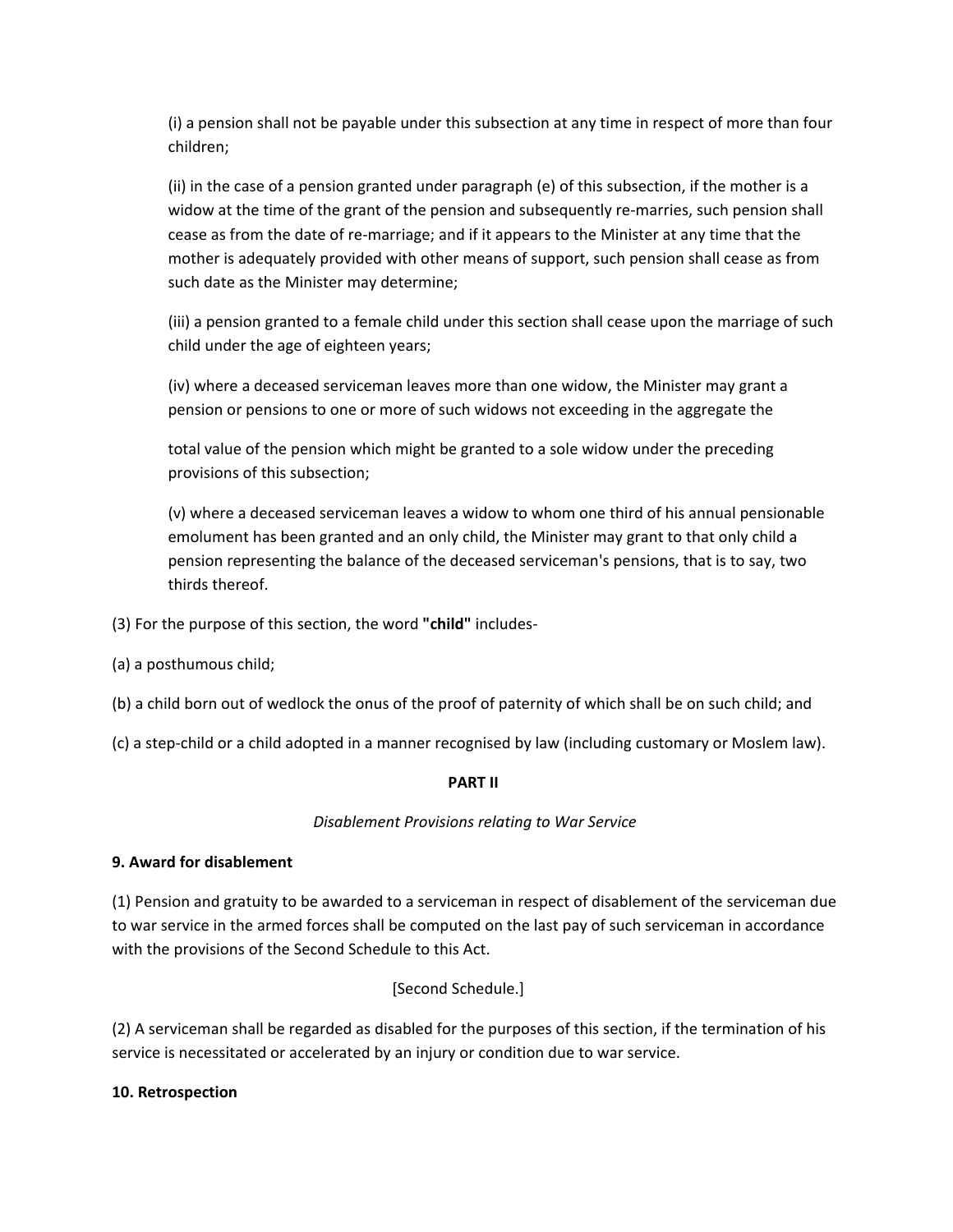(i) a pension shall not be payable under this subsection at any time in respect of more than four children;

(ii) in the case of a pension granted under paragraph (e) of this subsection, if the mother is a widow at the time of the grant of the pension and subsequently re-marries, such pension shall cease as from the date of re-marriage; and if it appears to the Minister at any time that the mother is adequately provided with other means of support, such pension shall cease as from such date as the Minister may determine;

(iii) a pension granted to a female child under this section shall cease upon the marriage of such child under the age of eighteen years;

(iv) where a deceased serviceman leaves more than one widow, the Minister may grant a pension or pensions to one or more of such widows not exceeding in the aggregate the

total value of the pension which might be granted to a sole widow under the preceding provisions of this subsection;

(v) where a deceased serviceman leaves a widow to whom one third of his annual pensionable emolument has been granted and an only child, the Minister may grant to that only child a pension representing the balance of the deceased serviceman's pensions, that is to say, two thirds thereof.

(3) For the purpose of this section, the word **"child"** includes-

(a) a posthumous child;

(b) a child born out of wedlock the onus of the proof of paternity of which shall be on such child; and

(c) a step-child or a child adopted in a manner recognised by law (including customary or Moslem law).

**PART II**

*Disablement Provisions relating to War Service*

**9. Award for disablement**

(1) Pension and gratuity to be awarded to a serviceman in respect of disablement of the serviceman due to war service in the armed forces shall be computed on the last pay of such serviceman in accordance with the provisions of the Second Schedule to this Act.

[Second Schedule.]

(2) A serviceman shall be regarded as disabled for the purposes of this section, if the termination of his service is necessitated or accelerated by an injury or condition due to war service.

**10. Retrospection**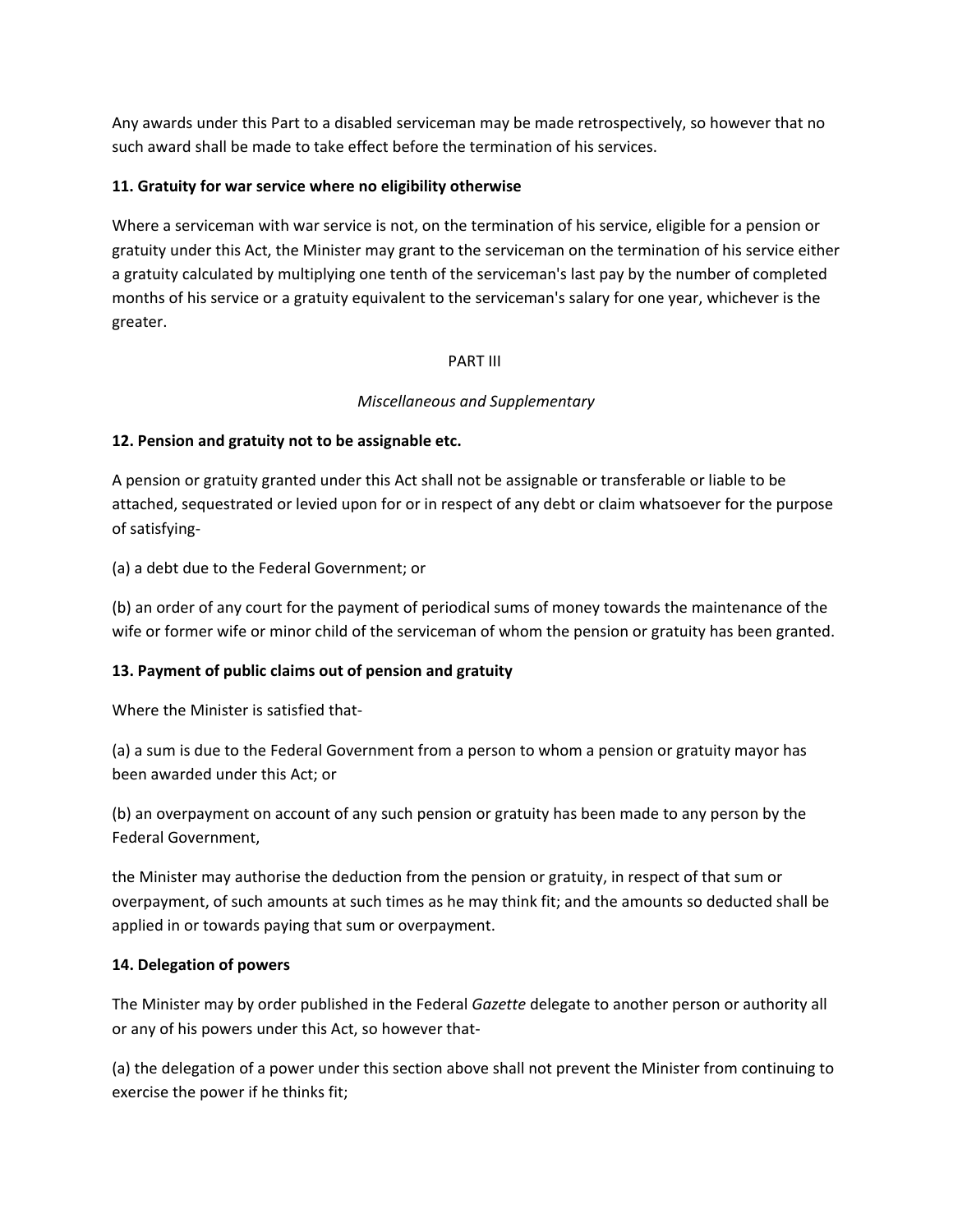Any awards under this Part to a disabled serviceman may be made retrospectively, so however that no such award shall be made to take effect before the termination of his services.

**11. Gratuity for war service where no eligibility otherwise**

Where a serviceman with war service is not, on the termination of his service, eligible for a pension or gratuity under this Act, the Minister may grant to the serviceman on the termination of his service either a gratuity calculated by multiplying one tenth of the serviceman's last pay by the number of completed months of his service or a gratuity equivalent to the serviceman's salary for one year, whichever is the greater.

PART III

*Miscellaneous and Supplementary*

**12. Pension and gratuity not to be assignable etc.**

A pension or gratuity granted under this Act shall not be assignable or transferable or liable to be attached, sequestrated or levied upon for or in respect of any debt or claim whatsoever for the purpose of satisfying-

(a) a debt due to the Federal Government; or

(b) an order of any court for the payment of periodical sums of money towards the maintenance of the wife or former wife or minor child of the serviceman of whom the pension or gratuity has been granted.

**13. Payment of public claims out of pension and gratuity**

Where the Minister is satisfied that-

(a) a sum is due to the Federal Government from a person to whom a pension or gratuity mayor has been awarded under this Act; or

(b) an overpayment on account of any such pension or gratuity has been made to any person by the Federal Government,

the Minister may authorise the deduction from the pension or gratuity, in respect of that sum or overpayment, of such amounts at such times as he may think fit; and the amounts so deducted shall be applied in or towards paying that sum or overpayment.

**14. Delegation of powers**

The Minister may by order published in the Federal *Gazette* delegate to another person or authority all or any of his powers under this Act, so however that-

(a) the delegation of a power under this section above shall not prevent the Minister from continuing to exercise the power if he thinks fit;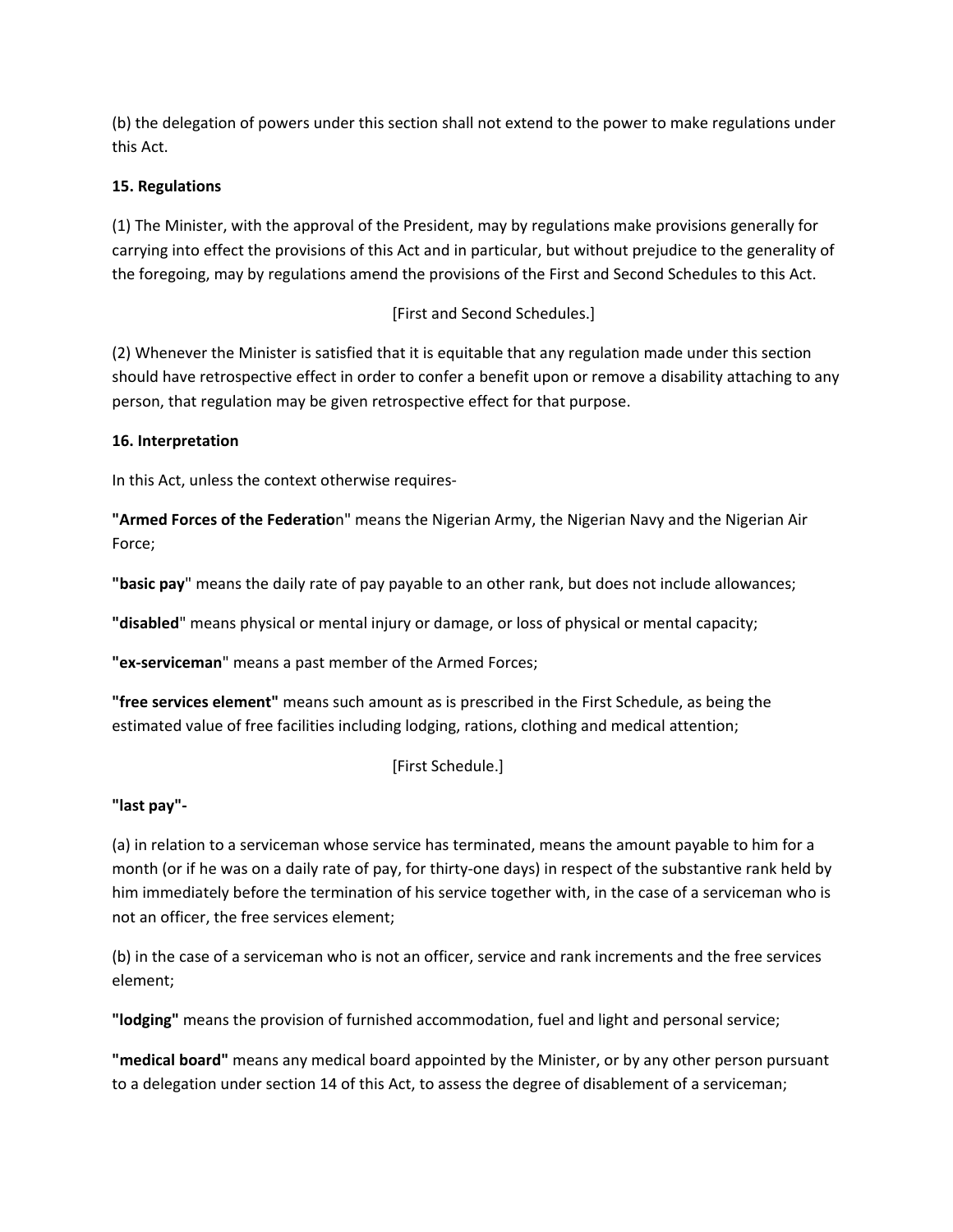(b) the delegation of powers under this section shall not extend to the power to make regulations under this Act.

**15. Regulations**

(1) The Minister, with the approval of the President, may by regulations make provisions generally for carrying into effect the provisions of this Act and in particular, but without prejudice to the generality of the foregoing, may by regulations amend the provisions of the First and Second Schedules to this Act.

[First and Second Schedules.]

(2) Whenever the Minister is satisfied that it is equitable that any regulation made under this section should have retrospective effect in order to confer a benefit upon or remove a disability attaching to any person, that regulation may be given retrospective effect for that purpose.

**16. Interpretation**

In this Act, unless the context otherwise requires-

**"Armed Forces of the Federatio**n" means the Nigerian Army, the Nigerian Navy and the Nigerian Air Force;

**"basic pay**" means the daily rate of pay payable to an other rank, but does not include allowances;

**"disabled**" means physical or mental injury or damage, or loss of physical or mental capacity;

**"ex-serviceman**" means a past member of the Armed Forces;

**"free services element"** means such amount as is prescribed in the First Schedule, as being the estimated value of free facilities including lodging, rations, clothing and medical attention;

[First Schedule.]

**"last pay"-**

(a) in relation to a serviceman whose service has terminated, means the amount payable to him for a month (or if he was on a daily rate of pay, for thirty-one days) in respect of the substantive rank held by him immediately before the termination of his service together with, in the case of a serviceman who is not an officer, the free services element;

(b) in the case of a serviceman who is not an officer, service and rank increments and the free services element;

**"lodging"** means the provision of furnished accommodation, fuel and light and personal service;

**"medical board"** means any medical board appointed by the Minister, or by any other person pursuant to a delegation under section 14 of this Act, to assess the degree of disablement of a serviceman;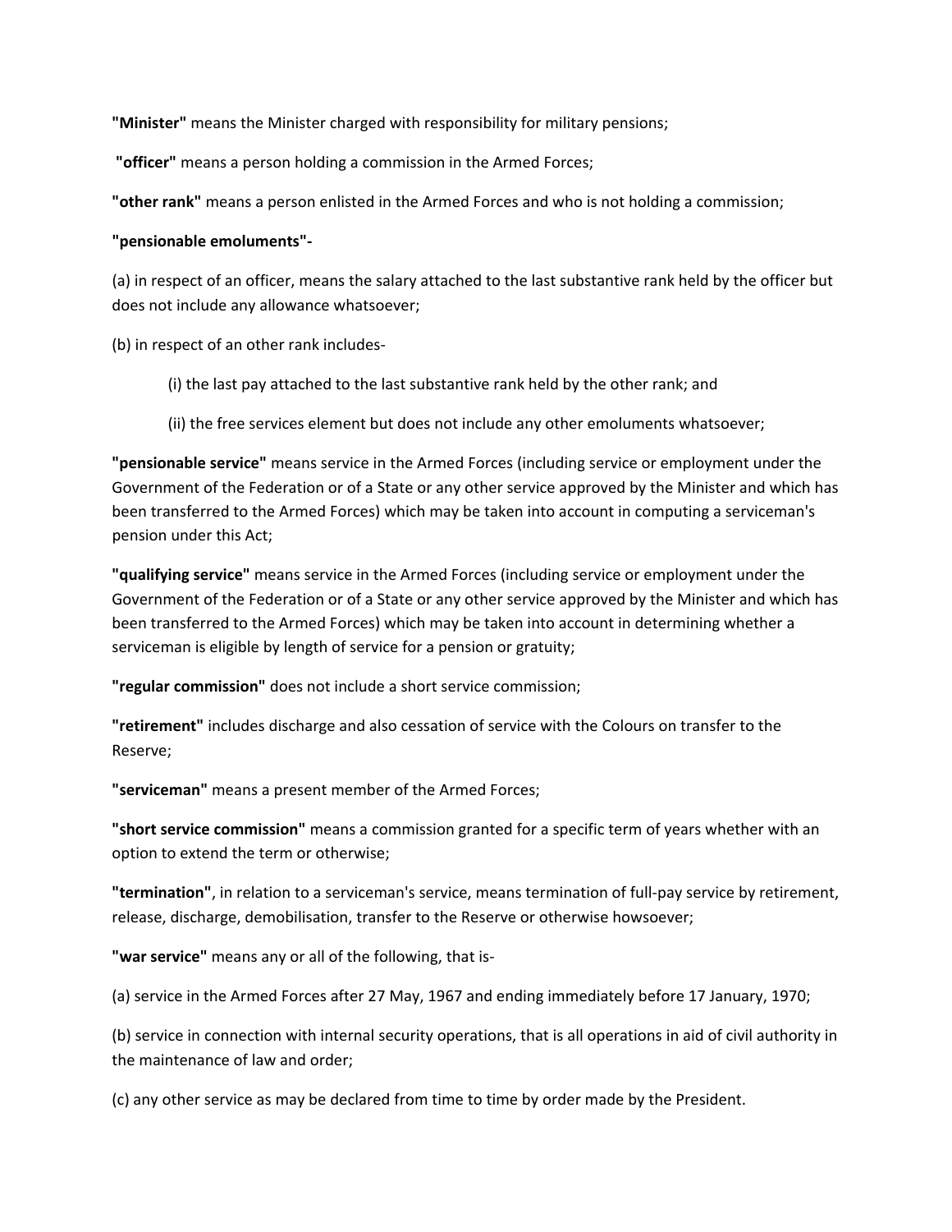**"Minister"** means the Minister charged with responsibility for military pensions;

**"officer"** means a person holding a commission in the Armed Forces;

**"other rank"** means a person enlisted in the Armed Forces and who is not holding a commission;

**"pensionable emoluments"-**

(a) in respect of an officer, means the salary attached to the last substantive rank held by the officer but does not include any allowance whatsoever;

(b) in respect of an other rank includes-

(i) the last pay attached to the last substantive rank held by the other rank; and

(ii) the free services element but does not include any other emoluments whatsoever;

**"pensionable service"** means service in the Armed Forces (including service or employment under the Government of the Federation or of a State or any other service approved by the Minister and which has been transferred to the Armed Forces) which may be taken into account in computing a serviceman's pension under this Act;

**"qualifying service"** means service in the Armed Forces (including service or employment under the Government of the Federation or of a State or any other service approved by the Minister and which has been transferred to the Armed Forces) which may be taken into account in determining whether a serviceman is eligible by length of service for a pension or gratuity;

**"regular commission"** does not include a short service commission;

**"retirement"** includes discharge and also cessation of service with the Colours on transfer to the Reserve;

**"serviceman"** means a present member of the Armed Forces;

**"short service commission"** means a commission granted for a specific term of years whether with an option to extend the term or otherwise;

**"termination"**, in relation to a serviceman's service, means termination of full-pay service by retirement, release, discharge, demobilisation, transfer to the Reserve or otherwise howsoever;

**"war service"** means any or all of the following, that is-

(a) service in the Armed Forces after 27 May, 1967 and ending immediately before 17 January, 1970;

(b) service in connection with internal security operations, that is all operations in aid of civil authority in the maintenance of law and order;

(c) any other service as may be declared from time to time by order made by the President.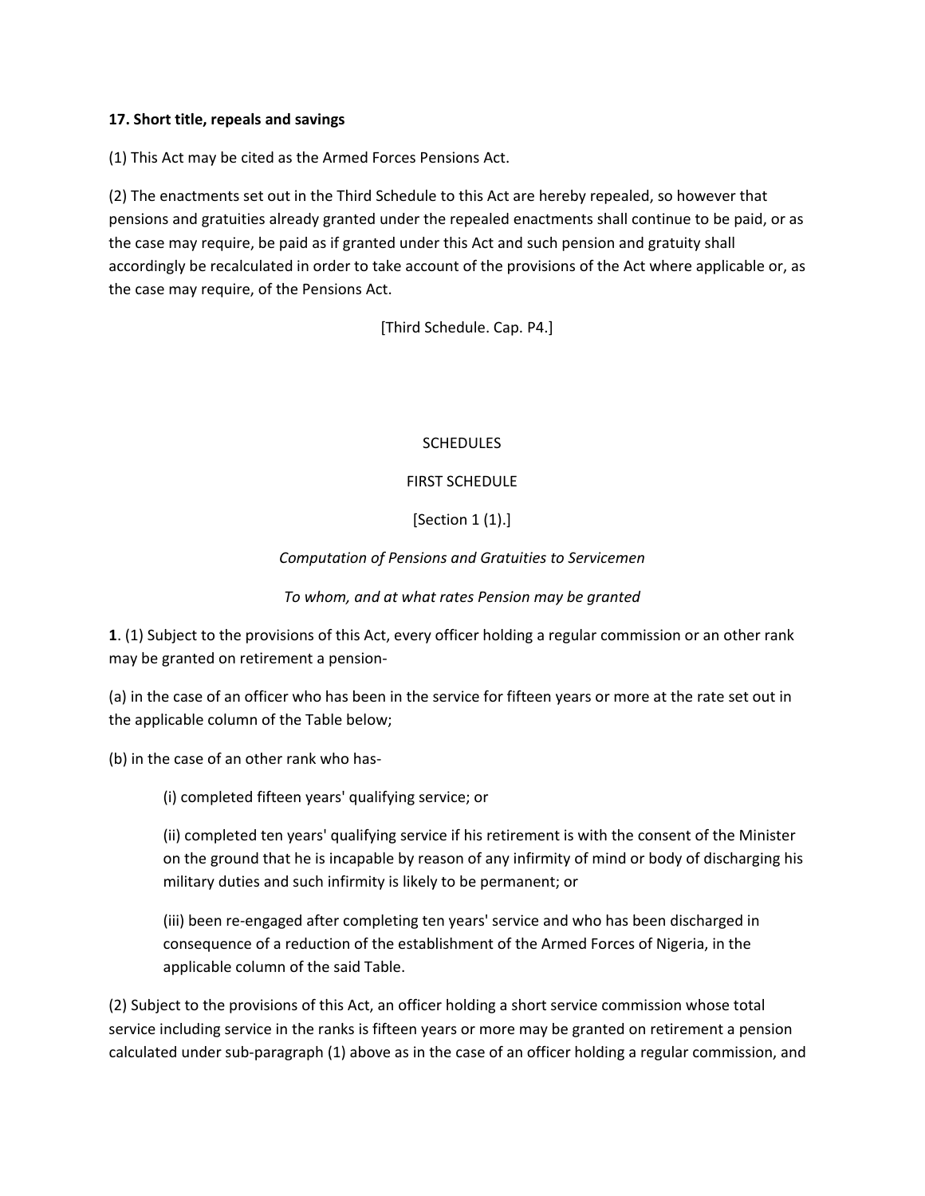**17. Short title, repeals and savings**

(1) This Act may be cited as the Armed Forces Pensions Act.

(2) The enactments set out in the Third Schedule to this Act are hereby repealed, so however that pensions and gratuities already granted under the repealed enactments shall continue to be paid, or as the case may require, be paid as if granted under this Act and such pension and gratuity shall accordingly be recalculated in order to take account of the provisions of the Act where applicable or, as the case may require, of the Pensions Act.

[Third Schedule. Cap. P4.]

SCHEDULES

FIRST SCHEDULE

[Section 1 (1).]

*Computation of Pensions and Gratuities to Servicemen*

*To whom, and at what rates Pension may be granted*

**1**. (1) Subject to the provisions of this Act, every officer holding a regular commission or an other rank may be granted on retirement a pension-

(a) in the case of an officer who has been in the service for fifteen years or more at the rate set out in the applicable column of the Table below;

(b) in the case of an other rank who has-

> (i) completed fifteen years' qualifying service; or
>
> (ii) completed ten years' qualifying service if his retirement is with the consent of the Minister on the ground that he is incapable by reason of any infirmity of mind or body of discharging his military duties and such infirmity is likely to be permanent; or
>
> (iii) been re-engaged after completing ten years' service and who has been discharged in consequence of a reduction of the establishment of the Armed Forces of Nigeria, in the applicable column of the said Table.

(2) Subject to the provisions of this Act, an officer holding a short service commission whose total service including service in the ranks is fifteen years or more may be granted on retirement a pension calculated under sub-paragraph (1) above as in the case of an officer holding a regular commission, and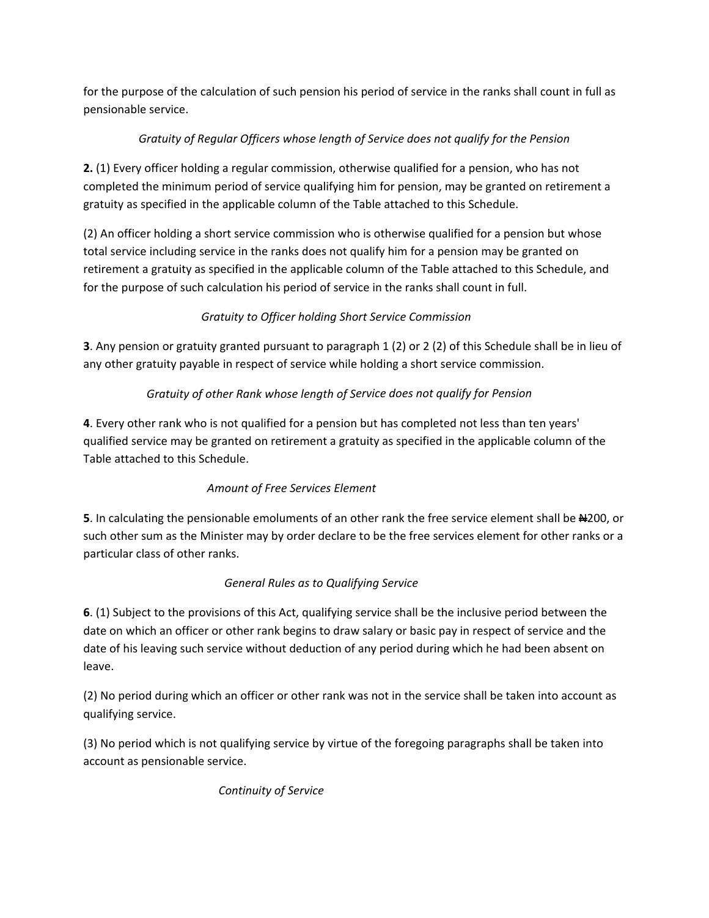for the purpose of the calculation of such pension his period of service in the ranks shall count in full as pensionable service.

*Gratuity of Regular Officers whose length of Service does not qualify for the Pension*

**2.** (1) Every officer holding a regular commission, otherwise qualified for a pension, who has not completed the minimum period of service qualifying him for pension, may be granted on retirement a gratuity as specified in the applicable column of the Table attached to this Schedule.

(2) An officer holding a short service commission who is otherwise qualified for a pension but whose total service including service in the ranks does not qualify him for a pension may be granted on retirement a gratuity as specified in the applicable column of the Table attached to this Schedule, and for the purpose of such calculation his period of service in the ranks shall count in full.

*Gratuity to Officer holding Short Service Commission*

**3**. Any pension or gratuity granted pursuant to paragraph 1 (2) or 2 (2) of this Schedule shall be in lieu of any other gratuity payable in respect of service while holding a short service commission.

*Gratuity of other Rank whose length of Service does not qualify for Pension*

**4**. Every other rank who is not qualified for a pension but has completed not less than ten years' qualified service may be granted on retirement a gratuity as specified in the applicable column of the Table attached to this Schedule.

*Amount of Free Services Element*

**5**. In calculating the pensionable emoluments of an other rank the free service element shall be ₦200, or such other sum as the Minister may by order declare to be the free services element for other ranks or a particular class of other ranks.

*General Rules as to Qualifying Service*

**6**. (1) Subject to the provisions of this Act, qualifying service shall be the inclusive period between the date on which an officer or other rank begins to draw salary or basic pay in respect of service and the date of his leaving such service without deduction of any period during which he had been absent on leave.

(2) No period during which an officer or other rank was not in the service shall be taken into account as qualifying service.

(3) No period which is not qualifying service by virtue of the foregoing paragraphs shall be taken into account as pensionable service.

*Continuity of Service*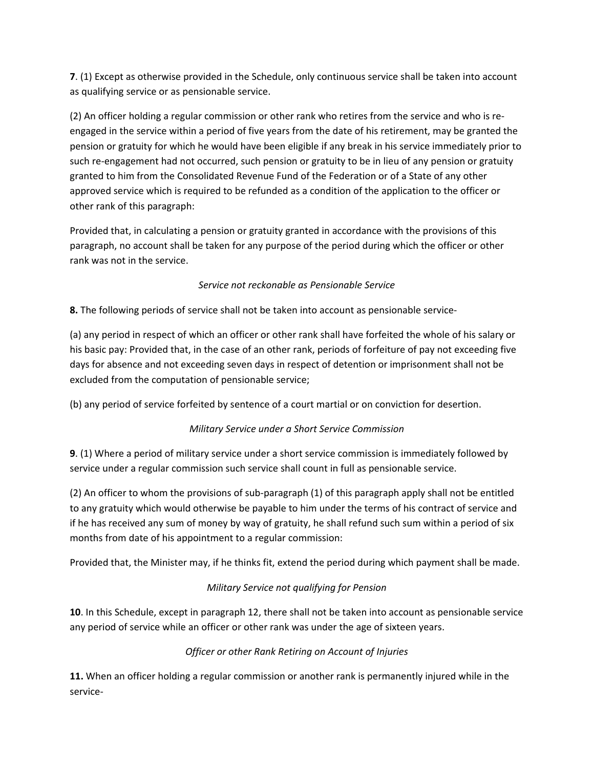**7**. (1) Except as otherwise provided in the Schedule, only continuous service shall be taken into account as qualifying service or as pensionable service.

(2) An officer holding a regular commission or other rank who retires from the service and who is re-engaged in the service within a period of five years from the date of his retirement, may be granted the pension or gratuity for which he would have been eligible if any break in his service immediately prior to such re-engagement had not occurred, such pension or gratuity to be in lieu of any pension or gratuity granted to him from the Consolidated Revenue Fund of the Federation or of a State of any other approved service which is required to be refunded as a condition of the application to the officer or other rank of this paragraph:

Provided that, in calculating a pension or gratuity granted in accordance with the provisions of this paragraph, no account shall be taken for any purpose of the period during which the officer or other rank was not in the service.

*Service not reckonable as Pensionable Service*

**8.** The following periods of service shall not be taken into account as pensionable service-

(a) any period in respect of which an officer or other rank shall have forfeited the whole of his salary or his basic pay: Provided that, in the case of an other rank, periods of forfeiture of pay not exceeding five days for absence and not exceeding seven days in respect of detention or imprisonment shall not be excluded from the computation of pensionable service;

(b) any period of service forfeited by sentence of a court martial or on conviction for desertion.

*Military Service under a Short Service Commission*

**9**. (1) Where a period of military service under a short service commission is immediately followed by service under a regular commission such service shall count in full as pensionable service.

(2) An officer to whom the provisions of sub-paragraph (1) of this paragraph apply shall not be entitled to any gratuity which would otherwise be payable to him under the terms of his contract of service and if he has received any sum of money by way of gratuity, he shall refund such sum within a period of six months from date of his appointment to a regular commission:

Provided that, the Minister may, if he thinks fit, extend the period during which payment shall be made.

*Military Service not qualifying for Pension*

**10**. In this Schedule, except in paragraph 12, there shall not be taken into account as pensionable service any period of service while an officer or other rank was under the age of sixteen years.

*Officer or other Rank Retiring on Account of Injuries*

**11.** When an officer holding a regular commission or another rank is permanently injured while in the service-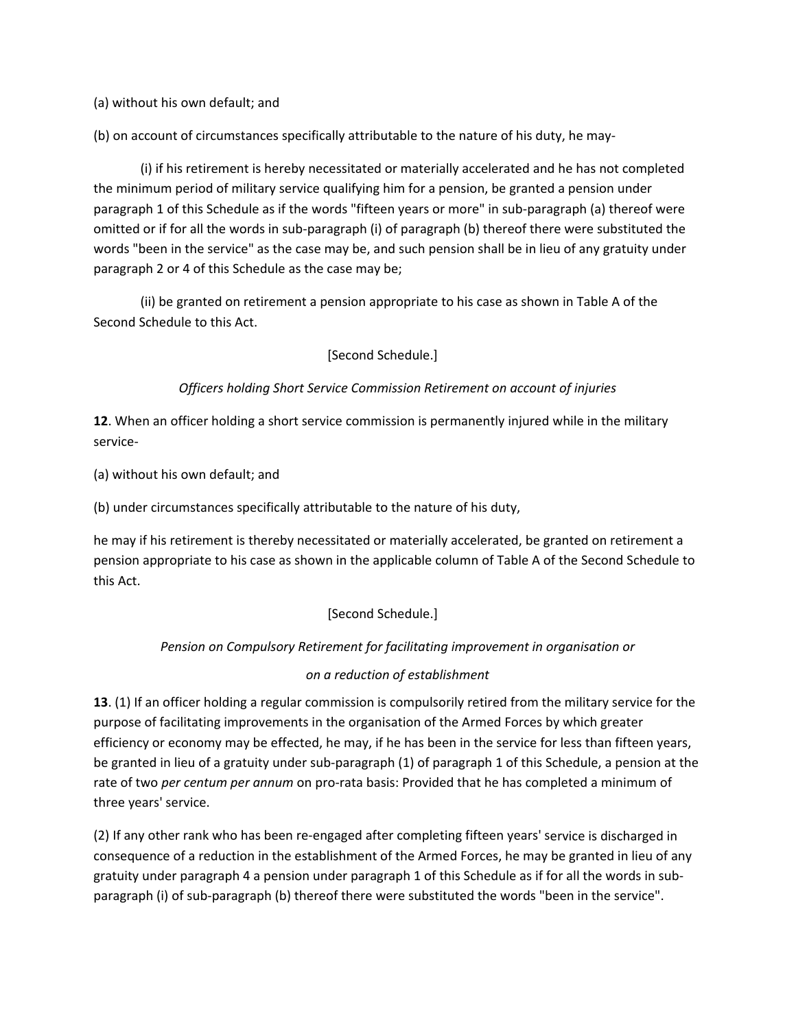(a) without his own default; and

(b) on account of circumstances specifically attributable to the nature of his duty, he may-

(i) if his retirement is hereby necessitated or materially accelerated and he has not completed the minimum period of military service qualifying him for a pension, be granted a pension under paragraph 1 of this Schedule as if the words "fifteen years or more" in sub-paragraph (a) thereof were omitted or if for all the words in sub-paragraph (i) of paragraph (b) thereof there were substituted the words "been in the service" as the case may be, and such pension shall be in lieu of any gratuity under paragraph 2 or 4 of this Schedule as the case may be;

(ii) be granted on retirement a pension appropriate to his case as shown in Table A of the Second Schedule to this Act.

[Second Schedule.]

*Officers holding Short Service Commission Retirement on account of injuries*

**12**. When an officer holding a short service commission is permanently injured while in the military service-

(a) without his own default; and

(b) under circumstances specifically attributable to the nature of his duty,

he may if his retirement is thereby necessitated or materially accelerated, be granted on retirement a pension appropriate to his case as shown in the applicable column of Table A of the Second Schedule to this Act.

[Second Schedule.]

*Pension on Compulsory Retirement for facilitating improvement in organisation or*

*on a reduction of establishment*

**13**. (1) If an officer holding a regular commission is compulsorily retired from the military service for the purpose of facilitating improvements in the organisation of the Armed Forces by which greater efficiency or economy may be effected, he may, if he has been in the service for less than fifteen years, be granted in lieu of a gratuity under sub-paragraph (1) of paragraph 1 of this Schedule, a pension at the rate of two *per centum per annum* on pro-rata basis: Provided that he has completed a minimum of three years' service.

(2) If any other rank who has been re-engaged after completing fifteen years' service is discharged in consequence of a reduction in the establishment of the Armed Forces, he may be granted in lieu of any gratuity under paragraph 4 a pension under paragraph 1 of this Schedule as if for all the words in sub-paragraph (i) of sub-paragraph (b) thereof there were substituted the words "been in the service".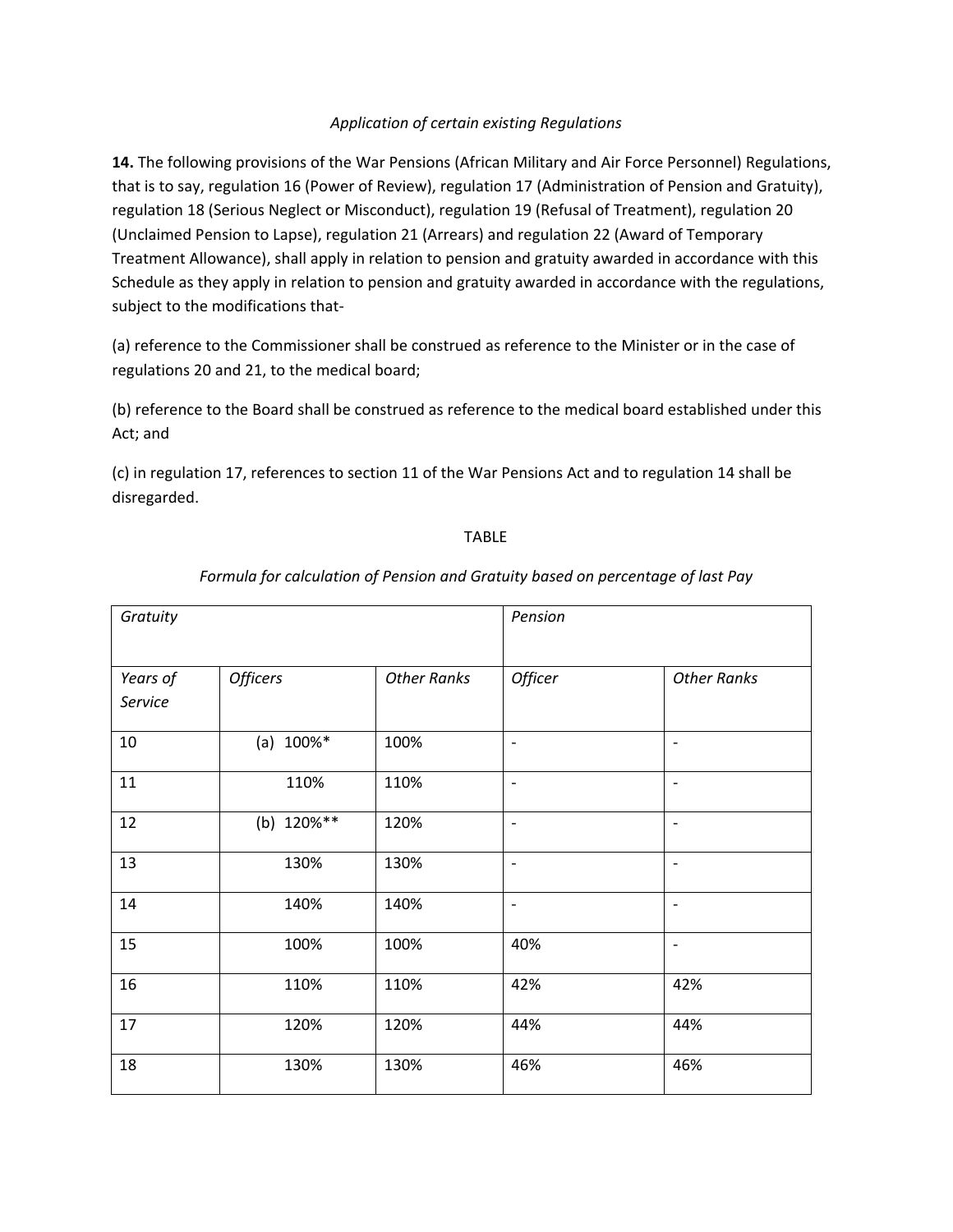*Application of certain existing Regulations*

**14.** The following provisions of the War Pensions (African Military and Air Force Personnel) Regulations, that is to say, regulation 16 (Power of Review), regulation 17 (Administration of Pension and Gratuity), regulation 18 (Serious Neglect or Misconduct), regulation 19 (Refusal of Treatment), regulation 20 (Unclaimed Pension to Lapse), regulation 21 (Arrears) and regulation 22 (Award of Temporary Treatment Allowance), shall apply in relation to pension and gratuity awarded in accordance with this Schedule as they apply in relation to pension and gratuity awarded in accordance with the regulations, subject to the modifications that-

(a) reference to the Commissioner shall be construed as reference to the Minister or in the case of regulations 20 and 21, to the medical board;

(b) reference to the Board shall be construed as reference to the medical board established under this Act; and

(c) in regulation 17, references to section 11 of the War Pensions Act and to regulation 14 shall be disregarded.

TABLE

*Formula for calculation of Pension and Gratuity based on percentage of last Pay*

| *Gratuity* | | | *Pension* | |
|---|---|---|---|---|
| *Years of Service* | *Officers* | *Other Ranks* | *Officer* | *Other Ranks* |
| 10 | (a) 100%* | 100% | - | - |
| 11 | 110% | 110% | - | - |
| 12 | (b) 120%** | 120% | - | - |
| 13 | 130% | 130% | - | - |
| 14 | 140% | 140% | - | - |
| 15 | 100% | 100% | 40% | - |
| 16 | 110% | 110% | 42% | 42% |
| 17 | 120% | 120% | 44% | 44% |
| 18 | 130% | 130% | 46% | 46% |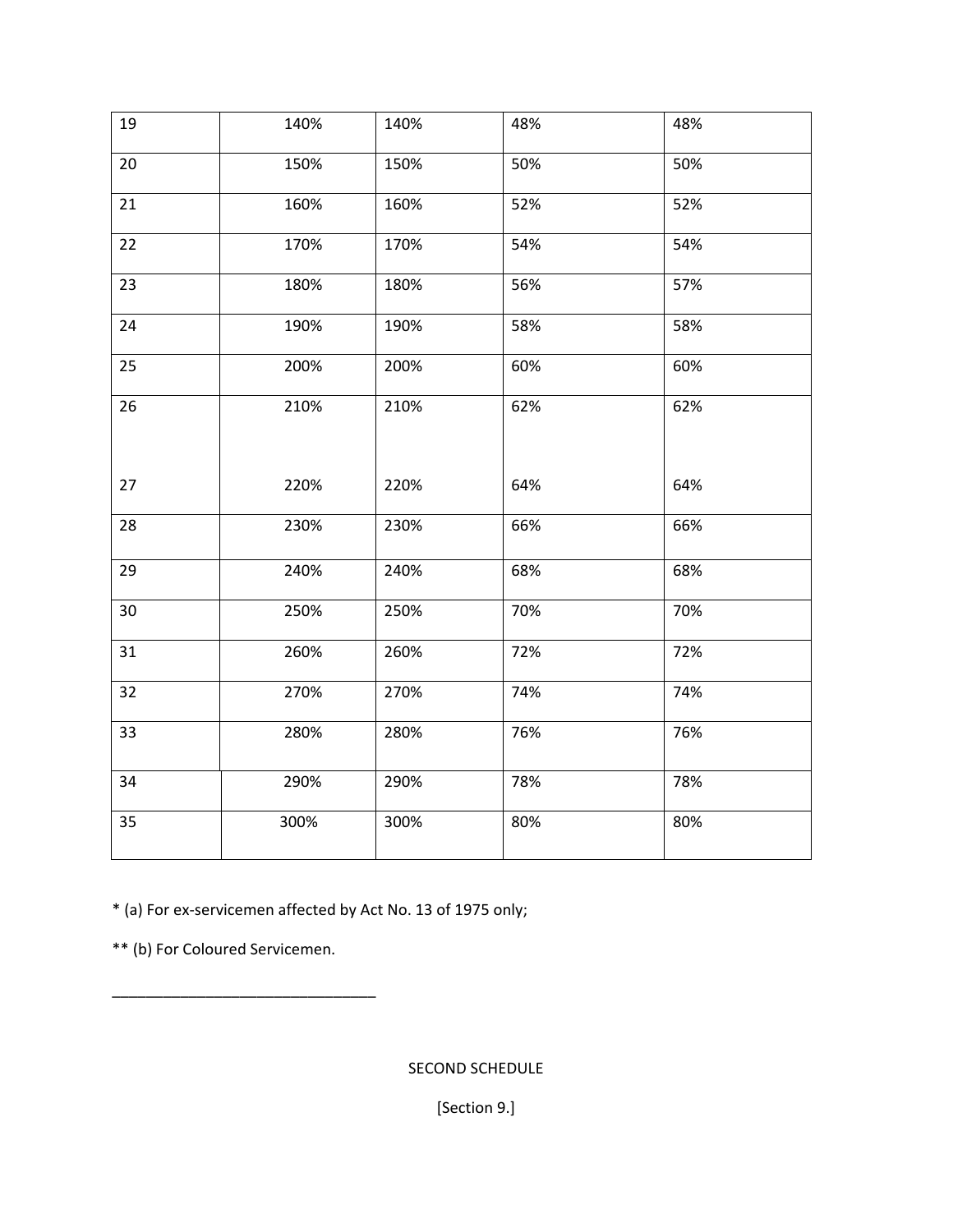| 19 | 140% | 140% | 48% | 48% |
|---|---|---|---|---|
| 20 | 150% | 150% | 50% | 50% |
| 21 | 160% | 160% | 52% | 52% |
| 22 | 170% | 170% | 54% | 54% |
| 23 | 180% | 180% | 56% | 57% |
| 24 | 190% | 190% | 58% | 58% |
| 25 | 200% | 200% | 60% | 60% |
| 26 | 210% | 210% | 62% | 62% |
| 27 | 220% | 220% | 64% | 64% |
| 28 | 230% | 230% | 66% | 66% |
| 29 | 240% | 240% | 68% | 68% |
| 30 | 250% | 250% | 70% | 70% |
| 31 | 260% | 260% | 72% | 72% |
| 32 | 270% | 270% | 74% | 74% |
| 33 | 280% | 280% | 76% | 76% |
| 34 | 290% | 290% | 78% | 78% |
| 35 | 300% | 300% | 80% | 80% |

* (a) For ex-servicemen affected by Act No. 13 of 1975 only;

** (b) For Coloured Servicemen.

---

SECOND SCHEDULE

[Section 9.]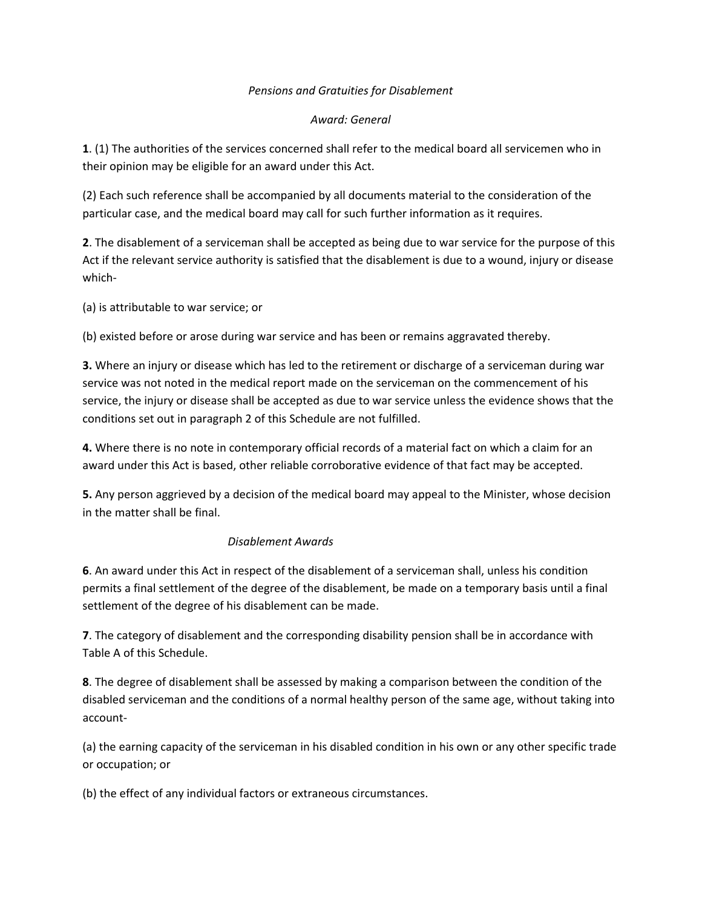*Pensions and Gratuities for Disablement*

*Award: General*

**1**. (1) The authorities of the services concerned shall refer to the medical board all servicemen who in their opinion may be eligible for an award under this Act.

(2) Each such reference shall be accompanied by all documents material to the consideration of the particular case, and the medical board may call for such further information as it requires.

**2**. The disablement of a serviceman shall be accepted as being due to war service for the purpose of this Act if the relevant service authority is satisfied that the disablement is due to a wound, injury or disease which-

(a) is attributable to war service; or

(b) existed before or arose during war service and has been or remains aggravated thereby.

**3.** Where an injury or disease which has led to the retirement or discharge of a serviceman during war service was not noted in the medical report made on the serviceman on the commencement of his service, the injury or disease shall be accepted as due to war service unless the evidence shows that the conditions set out in paragraph 2 of this Schedule are not fulfilled.

**4.** Where there is no note in contemporary official records of a material fact on which a claim for an award under this Act is based, other reliable corroborative evidence of that fact may be accepted.

**5.** Any person aggrieved by a decision of the medical board may appeal to the Minister, whose decision in the matter shall be final.

*Disablement Awards*

**6**. An award under this Act in respect of the disablement of a serviceman shall, unless his condition permits a final settlement of the degree of the disablement, be made on a temporary basis until a final settlement of the degree of his disablement can be made.

**7**. The category of disablement and the corresponding disability pension shall be in accordance with Table A of this Schedule.

**8**. The degree of disablement shall be assessed by making a comparison between the condition of the disabled serviceman and the conditions of a normal healthy person of the same age, without taking into account-

(a) the earning capacity of the serviceman in his disabled condition in his own or any other specific trade or occupation; or

(b) the effect of any individual factors or extraneous circumstances.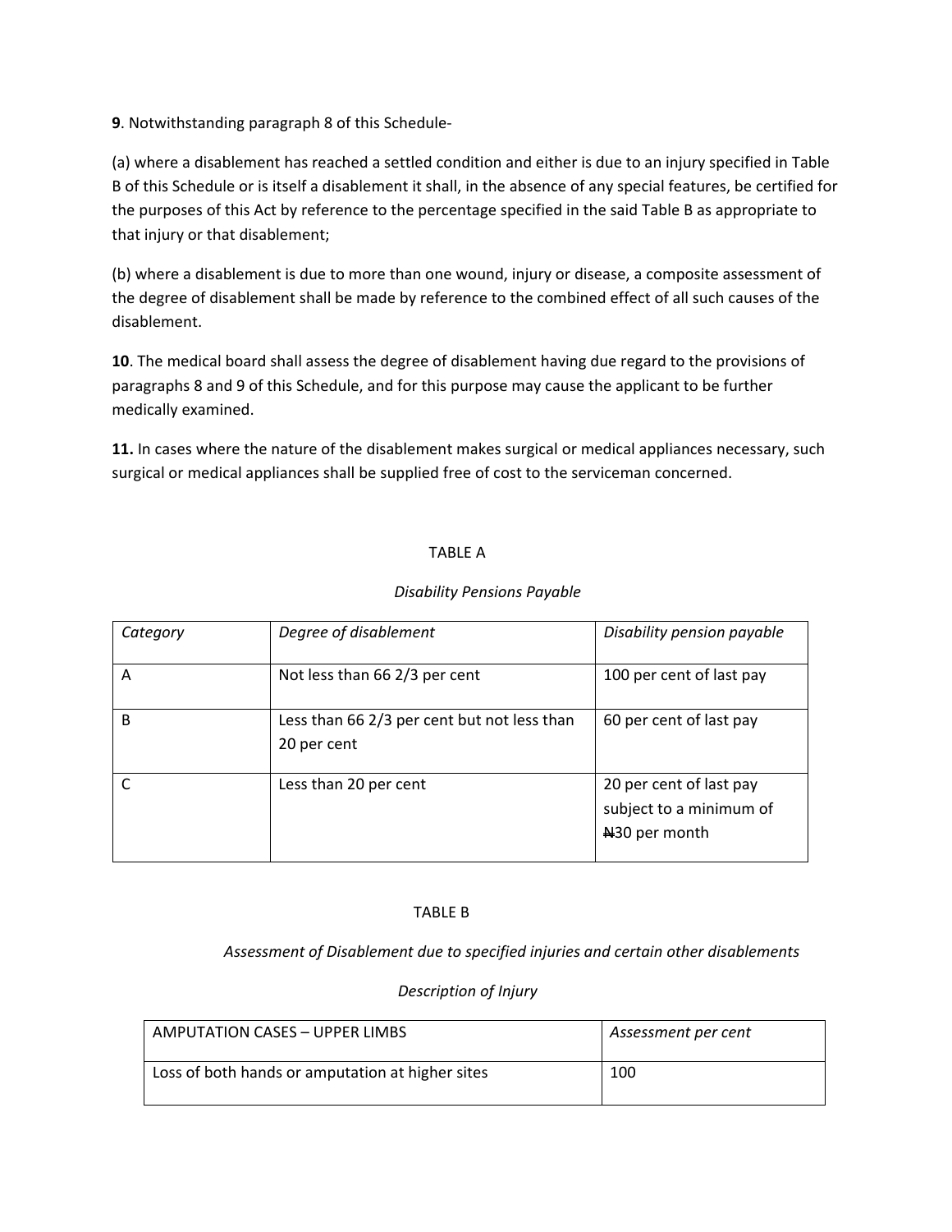**9**. Notwithstanding paragraph 8 of this Schedule-

(a) where a disablement has reached a settled condition and either is due to an injury specified in Table B of this Schedule or is itself a disablement it shall, in the absence of any special features, be certified for the purposes of this Act by reference to the percentage specified in the said Table B as appropriate to that injury or that disablement;

(b) where a disablement is due to more than one wound, injury or disease, a composite assessment of the degree of disablement shall be made by reference to the combined effect of all such causes of the disablement.

**10**. The medical board shall assess the degree of disablement having due regard to the provisions of paragraphs 8 and 9 of this Schedule, and for this purpose may cause the applicant to be further medically examined.

**11.** In cases where the nature of the disablement makes surgical or medical appliances necessary, such surgical or medical appliances shall be supplied free of cost to the serviceman concerned.

TABLE A

*Disability Pensions Payable*

| *Category* | *Degree of disablement* | *Disability pension payable* |
|---|---|---|
| A | Not less than 66 2/3 per cent | 100 per cent of last pay |
| B | Less than 66 2/3 per cent but not less than 20 per cent | 60 per cent of last pay |
| C | Less than 20 per cent | 20 per cent of last pay subject to a minimum of ₦30 per month |

TABLE B

*Assessment of Disablement due to specified injuries and certain other disablements*

*Description of Injury*

| AMPUTATION CASES – UPPER LIMBS | *Assessment per cent* |
|---|---|
| Loss of both hands or amputation at higher sites | 100 |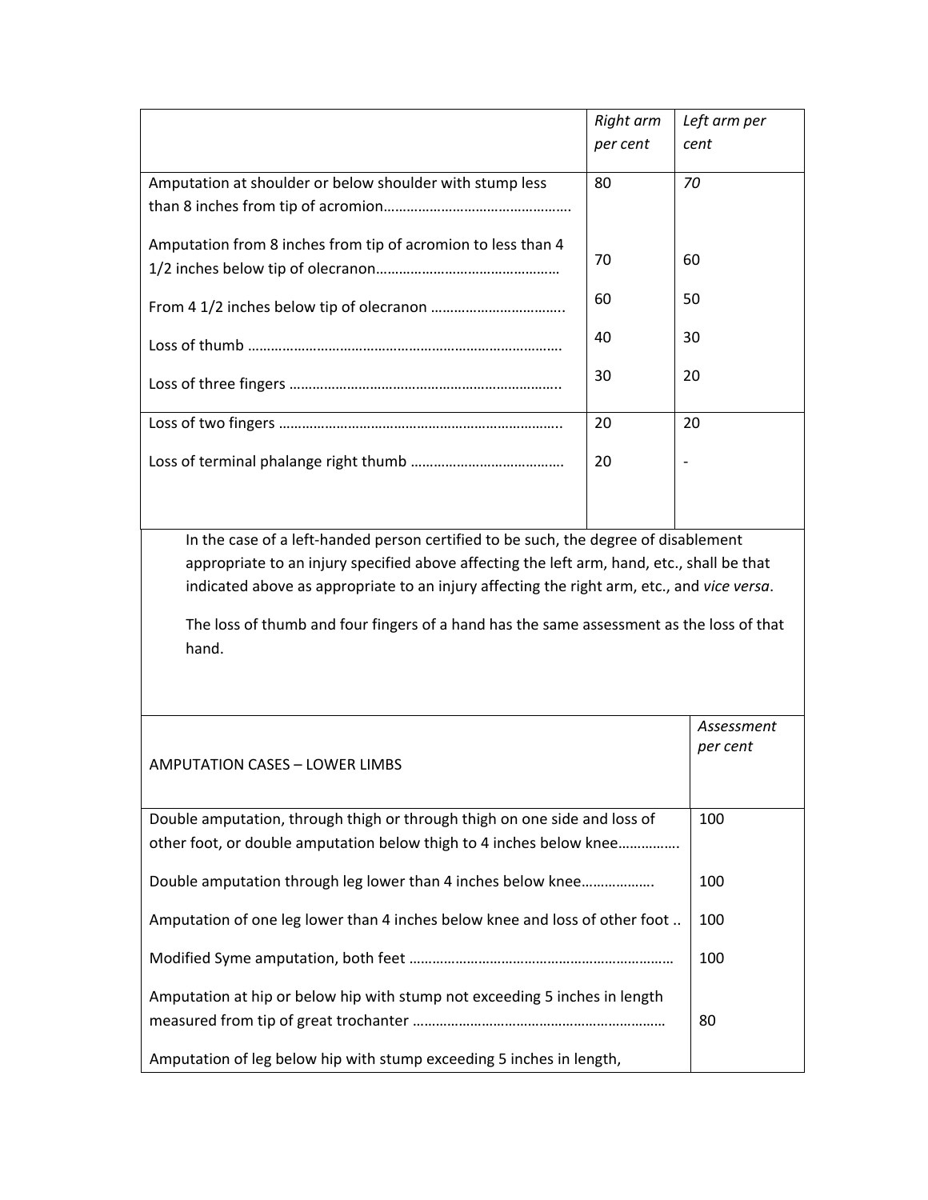| | *Right arm per cent* | *Left arm per cent* |
|---|---|---|
| Amputation at shoulder or below shoulder with stump less than 8 inches from tip of acromion………………………………………… | 80 | *70* |
| Amputation from 8 inches from tip of acromion to less than 4 1/2 inches below tip of olecranon……………………………………… | 70 | 60 |
| From 4 1/2 inches below tip of olecranon …………………………….. | 60 | 50 |
| Loss of thumb ……………………………………………………………………… | 40 | 30 |
| Loss of three fingers …………………………………………………………….. | 30 | 20 |
| Loss of two fingers ……………………………………………………………….. | 20 | 20 |
| Loss of terminal phalange right thumb ………………………………… | 20 | - |

In the case of a left-handed person certified to be such, the degree of disablement appropriate to an injury specified above affecting the left arm, hand, etc., shall be that indicated above as appropriate to an injury affecting the right arm, etc., and *vice versa*.

The loss of thumb and four fingers of a hand has the same assessment as the loss of that hand.

| AMPUTATION CASES – LOWER LIMBS | *Assessment per cent* |
|---|---|
| Double amputation, through thigh or through thigh on one side and loss of other foot, or double amputation below thigh to 4 inches below knee……………. | 100 |
| Double amputation through leg lower than 4 inches below knee………………. | 100 |
| Amputation of one leg lower than 4 inches below knee and loss of other foot .. | 100 |
| Modified Syme amputation, both feet …………………………………………………………… | 100 |
| Amputation at hip or below hip with stump not exceeding 5 inches in length measured from tip of great trochanter ………………………………………………………… | 80 |
| Amputation of leg below hip with stump exceeding 5 inches in length, | |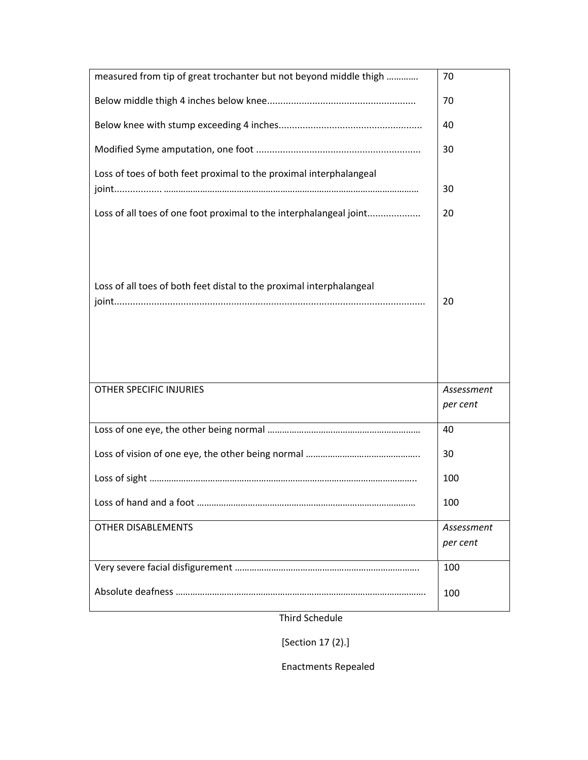| | |
|---|---|
| measured from tip of great trochanter but not beyond middle thigh ………… | 70 |
| Below middle thigh 4 inches below knee....................................................... | 70 |
| Below knee with stump exceeding 4 inches..................................................... | 40 |
| Modified Syme amputation, one foot ............................................................. | 30 |
| Loss of toes of both feet proximal to the proximal interphalangeal joint................. ……………………………………………………………………………………… | 30 |
| Loss of all toes of one foot proximal to the interphalangeal joint.................... | 20 |
| Loss of all toes of both feet distal to the proximal interphalangeal joint.................................................................................................................... | 20 |
| OTHER SPECIFIC INJURIES | *Assessment per cent* |
| Loss of one eye, the other being normal ……………………………………………………… | 40 |
| Loss of vision of one eye, the other being normal ……………………………………….. | 30 |
| Loss of sight ……………………………………………………………………………………………….. | 100 |
| Loss of hand and a foot …………………………………………………………………………… | 100 |
| OTHER DISABLEMENTS | *Assessment per cent* |
| Very severe facial disfigurement …………………………………………………………………. | 100 |
| Absolute deafness ………………………………………………………………………………………….. | 100 |

Third Schedule

[Section 17 (2).]

Enactments Repealed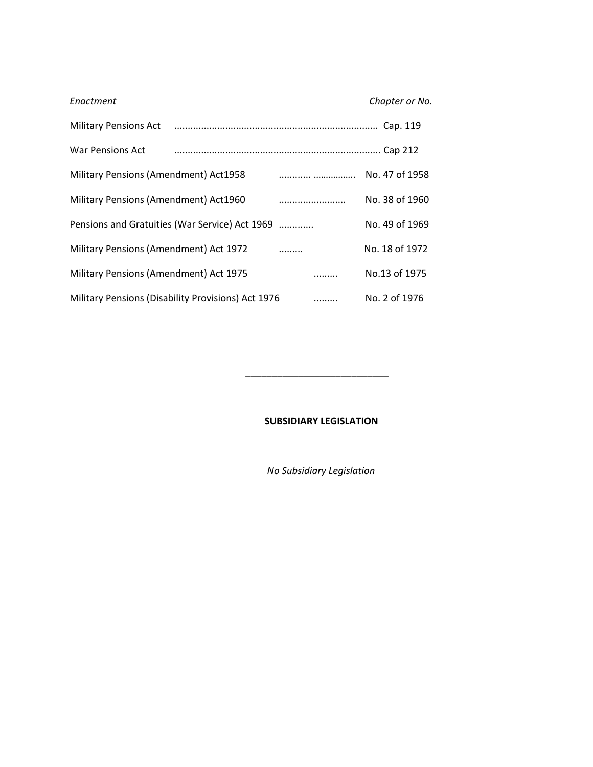| *Enactment* | *Chapter or No.* |
|---|---|
| Military Pensions Act | Cap. 119 |
| War Pensions Act | Cap 212 |
| Military Pensions (Amendment) Act1958 | No. 47 of 1958 |
| Military Pensions (Amendment) Act1960 | No. 38 of 1960 |
| Pensions and Gratuities (War Service) Act 1969 | No. 49 of 1969 |
| Military Pensions (Amendment) Act 1972 | No. 18 of 1972 |
| Military Pensions (Amendment) Act 1975 | No.13 of 1975 |
| Military Pensions (Disability Provisions) Act 1976 | No. 2 of 1976 |

---

**SUBSIDIARY LEGISLATION**

*No Subsidiary Legislation*